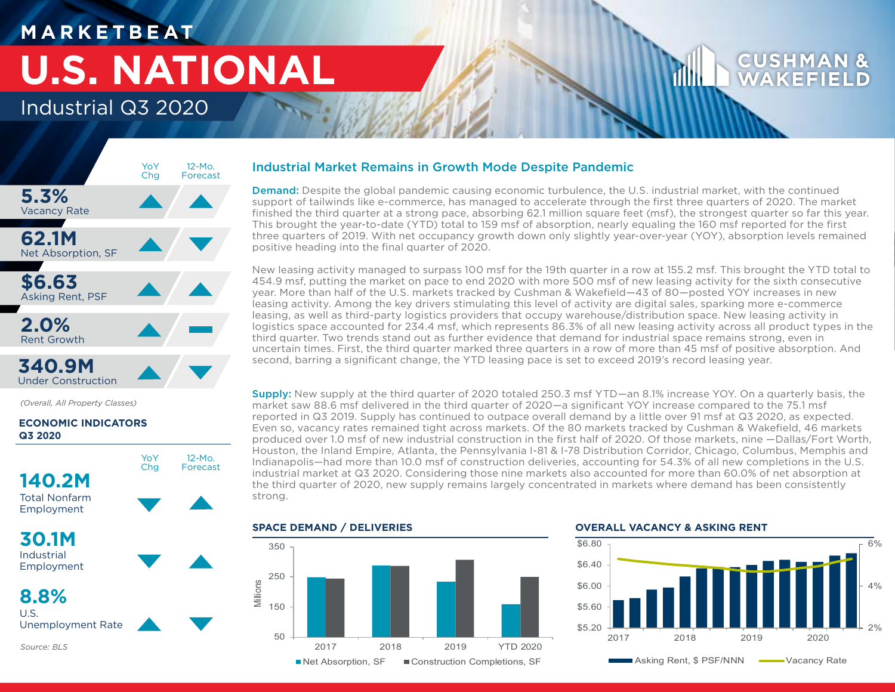# MARKETBEAT

# U.S. NATIONAL

## Industrial Q3 2020

CUSHMAN & WAKEFIELD

| | YoY Chg | 12-Mo. Forecast |
|---|---|---|
| **5.3%** Vacancy Rate | ▲ | ▲ |
| **62.1M** Net Absorption, SF | ▲ | ▼ |
| **$6.63** Asking Rent, PSF | ▲ | ▲ |
| **2.0%** Rent Growth | ▲ | — |
| **340.9M** Under Construction | ▲ | ▼ |

*(Overall, All Property Classes)*

**ECONOMIC INDICATORS Q3 2020**

| | YoY Chg | 12-Mo. Forecast |
|---|---|---|
| **140.2M** Total Nonfarm Employment | ▼ | ▲ |
| **30.1M** Industrial Employment | ▼ | ▲ |
| **8.8%** U.S. Unemployment Rate | ▲ | ▼ |

*Source: BLS*

### Industrial Market Remains in Growth Mode Despite Pandemic

**Demand:** Despite the global pandemic causing economic turbulence, the U.S. industrial market, with the continued support of tailwinds like e-commerce, has managed to accelerate through the first three quarters of 2020. The market finished the third quarter at a strong pace, absorbing 62.1 million square feet (msf), the strongest quarter so far this year. This brought the year-to-date (YTD) total to 159 msf of absorption, nearly equaling the 160 msf reported for the first three quarters of 2019. With net occupancy growth down only slightly year-over-year (YOY), absorption levels remained positive heading into the final quarter of 2020.

New leasing activity managed to surpass 100 msf for the 19th quarter in a row at 155.2 msf. This brought the YTD total to 454.9 msf, putting the market on pace to end 2020 with more 500 msf of new leasing activity for the sixth consecutive year. More than half of the U.S. markets tracked by Cushman & Wakefield—43 of 80—posted YOY increases in new leasing activity. Among the key drivers stimulating this level of activity are digital sales, sparking more e-commerce leasing, as well as third-party logistics providers that occupy warehouse/distribution space. New leasing activity in logistics space accounted for 234.4 msf, which represents 86.3% of all new leasing activity across all product types in the third quarter. Two trends stand out as further evidence that demand for industrial space remains strong, even in uncertain times. First, the third quarter marked three quarters in a row of more than 45 msf of positive absorption. And second, barring a significant change, the YTD leasing pace is set to exceed 2019's record leasing year.

**Supply:** New supply at the third quarter of 2020 totaled 250.3 msf YTD—an 8.1% increase YOY. On a quarterly basis, the market saw 88.6 msf delivered in the third quarter of 2020—a significant YOY increase compared to the 75.1 msf reported in Q3 2019. Supply has continued to outpace overall demand by a little over 91 msf at Q3 2020, as expected. Even so, vacancy rates remained tight across markets. Of the 80 markets tracked by Cushman & Wakefield, 46 markets produced over 1.0 msf of new industrial construction in the first half of 2020. Of those markets, nine —Dallas/Fort Worth, Houston, the Inland Empire, Atlanta, the Pennsylvania I-81 & I-78 Distribution Corridor, Chicago, Columbus, Memphis and Indianapolis—had more than 10.0 msf of construction deliveries, accounting for 54.3% of all new completions in the U.S. industrial market at Q3 2020. Considering those nine markets also accounted for more than 60.0% of net absorption at the third quarter of 2020, new supply remains largely concentrated in markets where demand has been consistently strong.

**SPACE DEMAND / DELIVERIES**

| Millions | 2017 | 2018 | 2019 | YTD 2020 |
|---|---|---|---|---|
| Net Absorption, SF | ~248 | ~288 | ~234 | ~159 |
| Construction Completions, SF | ~244 | ~286 | ~307 | ~250 |

**OVERALL VACANCY & ASKING RENT**

Asking Rent, $ PSF/NNN; Vacancy Rate (2017–2020)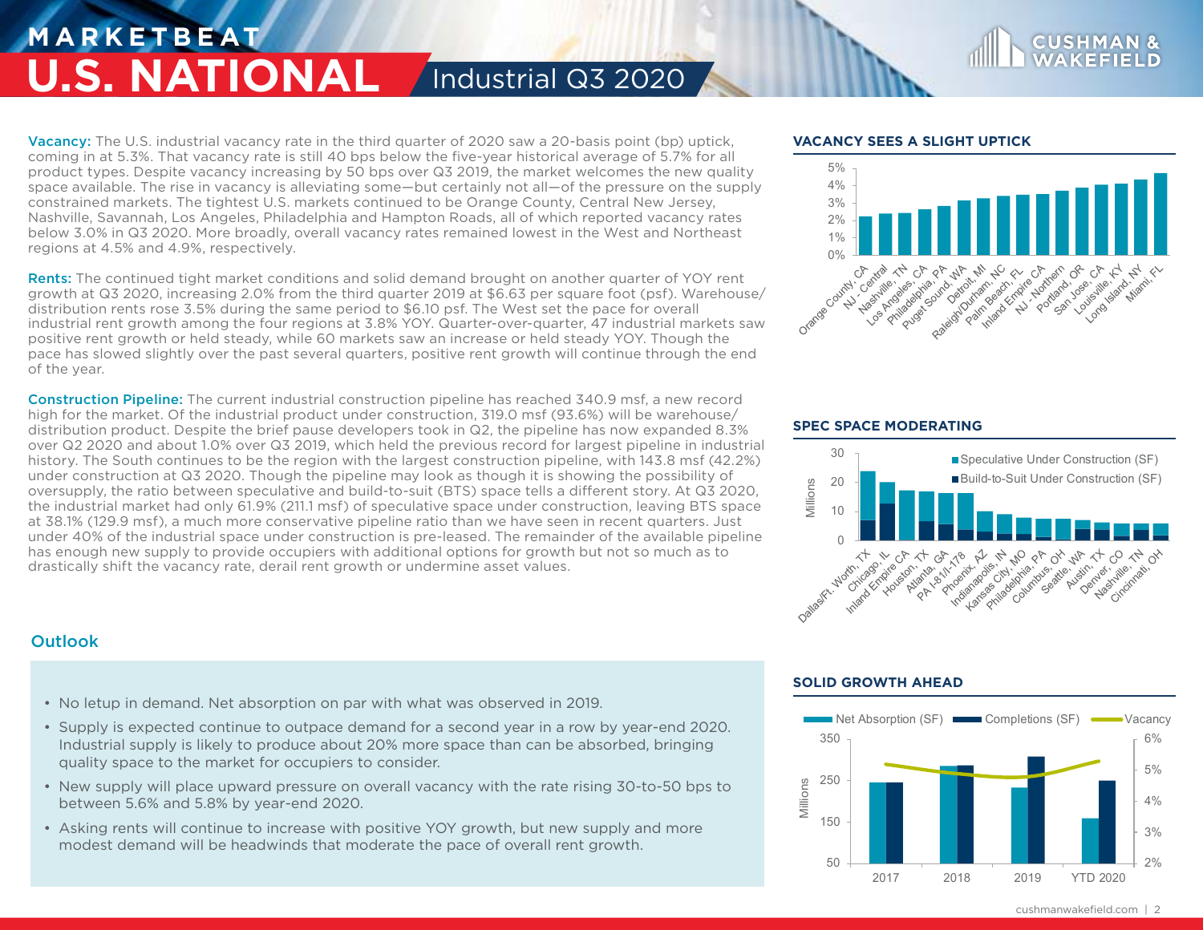# MARKETBEAT
# U.S. NATIONAL
## Industrial Q3 2020

**Vacancy:** The U.S. industrial vacancy rate in the third quarter of 2020 saw a 20-basis point (bp) uptick, coming in at 5.3%. That vacancy rate is still 40 bps below the five-year historical average of 5.7% for all product types. Despite vacancy increasing by 50 bps over Q3 2019, the market welcomes the new quality space available. The rise in vacancy is alleviating some—but certainly not all—of the pressure on the supply constrained markets. The tightest U.S. markets continued to be Orange County, Central New Jersey, Nashville, Savannah, Los Angeles, Philadelphia and Hampton Roads, all of which reported vacancy rates below 3.0% in Q3 2020. More broadly, overall vacancy rates remained lowest in the West and Northeast regions at 4.5% and 4.9%, respectively.

**Rents:** The continued tight market conditions and solid demand brought on another quarter of YOY rent growth at Q3 2020, increasing 2.0% from the third quarter 2019 at $6.63 per square foot (psf). Warehouse/distribution rents rose 3.5% during the same period to $6.10 psf. The West set the pace for overall industrial rent growth among the four regions at 3.8% YOY. Quarter-over-quarter, 47 industrial markets saw positive rent growth or held steady, while 60 markets saw an increase or held steady YOY. Though the pace has slowed slightly over the past several quarters, positive rent growth will continue through the end of the year.

**Construction Pipeline:** The current industrial construction pipeline has reached 340.9 msf, a new record high for the market. Of the industrial product under construction, 319.0 msf (93.6%) will be warehouse/distribution product. Despite the brief pause developers took in Q2, the pipeline has now expanded 8.3% over Q2 2020 and about 1.0% over Q3 2019, which held the previous record for largest pipeline in industrial history. The South continues to be the region with the largest construction pipeline, with 143.8 msf (42.2%) under construction at Q3 2020. Though the pipeline may look as though it is showing the possibility of oversupply, the ratio between speculative and build-to-suit (BTS) space tells a different story. At Q3 2020, the industrial market had only 61.9% (211.1 msf) of speculative space under construction, leaving BTS space at 38.1% (129.9 msf), a much more conservative pipeline ratio than we have seen in recent quarters. Just under 40% of the industrial space under construction is pre-leased. The remainder of the available pipeline has enough new supply to provide occupiers with additional options for growth but not so much as to drastically shift the vacancy rate, derail rent growth or undermine asset values.

## Outlook

- No letup in demand. Net absorption on par with what was observed in 2019.
- Supply is expected continue to outpace demand for a second year in a row by year-end 2020. Industrial supply is likely to produce about 20% more space than can be absorbed, bringing quality space to the market for occupiers to consider.
- New supply will place upward pressure on overall vacancy with the rate rising 30-to-50 bps to between 5.6% and 5.8% by year-end 2020.
- Asking rents will continue to increase with positive YOY growth, but new supply and more modest demand will be headwinds that moderate the pace of overall rent growth.

### VACANCY SEES A SLIGHT UPTICK

### SPEC SPACE MODERATING

### SOLID GROWTH AHEAD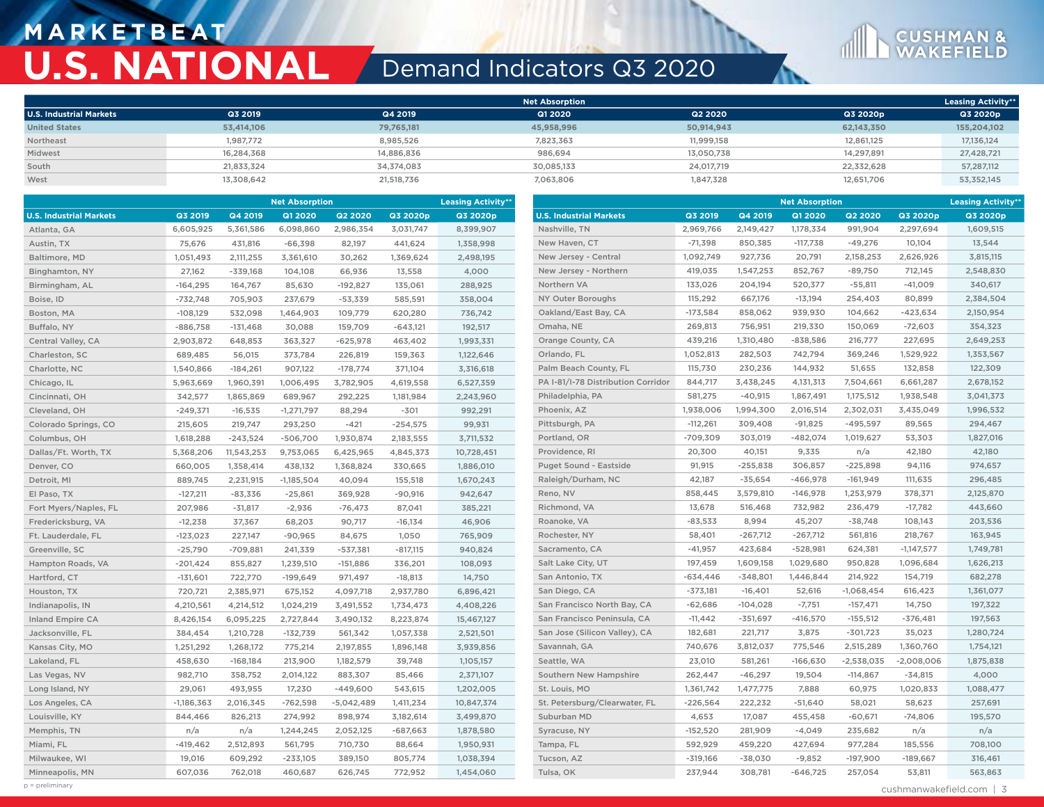# MARKETBEAT

# U.S. NATIONAL

## Demand Indicators Q3 2020

| U.S. Industrial Markets | Net Absorption | | | | | Leasing Activity** |
|---|---|---|---|---|---|---|
| | Q3 2019 | Q4 2019 | Q1 2020 | Q2 2020 | Q3 2020p | Q3 2020p |
| United States | 53,414,106 | 79,765,181 | 45,958,996 | 50,914,943 | 62,143,350 | 155,204,102 |
| Northeast | 1,987,772 | 8,985,526 | 7,823,363 | 11,999,158 | 12,861,125 | 17,136,124 |
| Midwest | 16,284,368 | 14,886,836 | 986,694 | 13,050,738 | 14,297,891 | 27,428,721 |
| South | 21,833,324 | 34,374,083 | 30,085,133 | 24,017,719 | 22,332,628 | 57,287,112 |
| West | 13,308,642 | 21,518,736 | 7,063,806 | 1,847,328 | 12,651,706 | 53,352,145 |

| U.S. Industrial Markets | Net Absorption | | | | | Leasing Activity** |
|---|---|---|---|---|---|---|
| | Q3 2019 | Q4 2019 | Q1 2020 | Q2 2020 | Q3 2020p | Q3 2020p |
| Atlanta, GA | 6,605,925 | 5,361,586 | 6,098,860 | 2,986,354 | 3,031,747 | 8,399,907 |
| Austin, TX | 75,676 | 431,816 | -66,398 | 82,197 | 441,624 | 1,358,998 |
| Baltimore, MD | 1,051,493 | 2,111,255 | 3,361,610 | 30,262 | 1,369,624 | 2,498,195 |
| Binghamton, NY | 27,162 | -339,168 | 104,108 | 66,936 | 13,558 | 4,000 |
| Birmingham, AL | -164,295 | 164,767 | 85,630 | -192,827 | 135,061 | 288,925 |
| Boise, ID | -732,748 | 705,903 | 237,679 | -53,339 | 585,591 | 358,004 |
| Boston, MA | -108,129 | 532,098 | 1,464,903 | 109,779 | 620,280 | 736,742 |
| Buffalo, NY | -886,758 | -131,468 | 30,088 | 159,709 | -643,121 | 192,517 |
| Central Valley, CA | 2,903,872 | 648,853 | 363,327 | -625,978 | 463,402 | 1,993,331 |
| Charleston, SC | 689,485 | 56,015 | 373,784 | 226,819 | 159,363 | 1,122,646 |
| Charlotte, NC | 1,540,866 | -184,261 | 907,122 | -178,774 | 371,104 | 3,316,618 |
| Chicago, IL | 5,963,669 | 1,960,391 | 1,006,495 | 3,782,905 | 4,619,558 | 6,527,359 |
| Cincinnati, OH | 342,577 | 1,865,869 | 689,967 | 292,225 | 1,181,984 | 2,243,960 |
| Cleveland, OH | -249,371 | -16,535 | -1,271,797 | 88,294 | -301 | 992,291 |
| Colorado Springs, CO | 215,605 | 219,747 | 293,250 | -421 | -254,575 | 99,931 |
| Columbus, OH | 1,618,288 | -243,524 | -506,700 | 1,930,874 | 2,183,555 | 3,711,532 |
| Dallas/Ft. Worth, TX | 5,368,206 | 11,543,253 | 9,753,065 | 6,425,965 | 4,845,373 | 10,728,451 |
| Denver, CO | 660,005 | 1,358,414 | 438,132 | 1,368,824 | 330,665 | 1,886,010 |
| Detroit, MI | 889,745 | 2,231,915 | -1,185,504 | 40,094 | 155,518 | 1,670,243 |
| El Paso, TX | -127,211 | -83,336 | -25,861 | 369,928 | -90,916 | 942,647 |
| Fort Myers/Naples, FL | 207,986 | -31,817 | -2,936 | -76,473 | 87,041 | 385,221 |
| Fredericksburg, VA | -12,238 | 37,367 | 68,203 | 90,717 | -16,134 | 46,906 |
| Ft. Lauderdale, FL | -123,023 | 227,147 | -90,965 | 84,675 | 1,050 | 765,909 |
| Greenville, SC | -25,790 | -709,881 | 241,339 | -537,381 | -817,115 | 940,824 |
| Hampton Roads, VA | -201,424 | 855,827 | 1,239,510 | -151,886 | 336,201 | 108,093 |
| Hartford, CT | -131,601 | 722,770 | -199,649 | 971,497 | -18,813 | 14,750 |
| Houston, TX | 720,721 | 2,385,971 | 675,152 | 4,097,718 | 2,937,780 | 6,896,421 |
| Indianapolis, IN | 4,210,561 | 4,214,512 | 1,024,219 | 3,491,552 | 1,734,473 | 4,408,226 |
| Inland Empire CA | 8,426,154 | 6,095,225 | 2,727,844 | 3,490,132 | 8,223,874 | 15,467,127 |
| Jacksonville, FL | 384,454 | 1,210,728 | -132,739 | 561,342 | 1,057,338 | 2,521,501 |
| Kansas City, MO | 1,251,292 | 1,268,172 | 775,214 | 2,197,855 | 1,896,148 | 3,939,856 |
| Lakeland, FL | 458,630 | -168,184 | 213,900 | 1,182,579 | 39,748 | 1,105,157 |
| Las Vegas, NV | 982,710 | 358,752 | 2,014,122 | 883,307 | 85,466 | 2,371,107 |
| Long Island, NY | 29,061 | 493,955 | 17,230 | -449,600 | 543,615 | 1,202,005 |
| Los Angeles, CA | -1,186,363 | 2,016,345 | -762,598 | -5,042,489 | 1,411,234 | 10,847,374 |
| Louisville, KY | 844,466 | 826,213 | 274,992 | 898,974 | 3,182,614 | 3,499,870 |
| Memphis, TN | n/a | n/a | 1,244,245 | 2,052,125 | -687,663 | 1,878,580 |
| Miami, FL | -419,462 | 2,512,893 | 561,795 | 710,730 | 88,664 | 1,950,931 |
| Milwaukee, WI | 19,016 | 609,292 | -233,105 | 389,150 | 805,774 | 1,038,394 |
| Minneapolis, MN | 607,036 | 762,018 | 460,687 | 626,745 | 772,952 | 1,454,060 |
| Nashville, TN | 2,969,766 | 2,149,427 | 1,178,334 | 991,904 | 2,297,694 | 1,609,515 |
| New Haven, CT | -71,398 | 850,385 | -117,738 | -49,276 | 10,104 | 13,544 |
| New Jersey - Central | 1,092,749 | 927,736 | 20,791 | 2,158,253 | 2,626,926 | 3,815,115 |
| New Jersey - Northern | 419,035 | 1,547,253 | 852,767 | -89,750 | 712,145 | 2,548,830 |
| Northern VA | 133,026 | 204,194 | 520,377 | -55,811 | -41,009 | 340,617 |
| NY Outer Boroughs | 115,292 | 667,176 | -13,194 | 254,403 | 80,899 | 2,384,504 |
| Oakland/East Bay, CA | -173,584 | 858,062 | 939,930 | 104,662 | -423,634 | 2,150,954 |
| Omaha, NE | 269,813 | 756,951 | 219,330 | 150,069 | -72,603 | 354,323 |
| Orange County, CA | 439,216 | 1,310,480 | -838,586 | 216,777 | 227,695 | 2,649,253 |
| Orlando, FL | 1,052,813 | 282,503 | 742,794 | 369,246 | 1,529,922 | 1,353,567 |
| Palm Beach County, FL | 115,730 | 230,236 | 144,932 | 51,655 | 132,858 | 122,309 |
| PA I-81/I-78 Distribution Corridor | 844,717 | 3,438,245 | 4,131,313 | 7,504,661 | 6,661,287 | 2,678,152 |
| Philadelphia, PA | 581,275 | -40,915 | 1,867,491 | 1,175,512 | 1,938,548 | 3,041,373 |
| Phoenix, AZ | 1,938,006 | 1,994,300 | 2,016,514 | 2,302,031 | 3,435,049 | 1,996,532 |
| Pittsburgh, PA | -112,261 | 309,408 | -91,825 | -495,597 | 89,565 | 294,467 |
| Portland, OR | -709,309 | 303,019 | -482,074 | 1,019,627 | 53,303 | 1,827,016 |
| Providence, RI | 20,300 | 40,151 | 9,335 | n/a | 42,180 | 42,180 |
| Puget Sound - Eastside | 91,915 | -255,838 | 306,857 | -225,898 | 94,116 | 974,657 |
| Raleigh/Durham, NC | 42,187 | -35,654 | -466,978 | -161,949 | 111,635 | 296,485 |
| Reno, NV | 858,445 | 3,579,810 | -146,978 | 1,253,979 | 378,371 | 2,125,870 |
| Richmond, VA | 13,678 | 516,468 | 732,982 | 236,479 | -17,782 | 443,660 |
| Roanoke, VA | -83,533 | 8,994 | 45,207 | -38,748 | 108,143 | 203,536 |
| Rochester, NY | 58,401 | -267,712 | -267,712 | 561,816 | 218,767 | 163,945 |
| Sacramento, CA | -41,957 | 423,684 | -528,981 | 624,381 | -1,147,577 | 1,749,781 |
| Salt Lake City, UT | 197,459 | 1,609,158 | 1,029,680 | 950,828 | 1,096,684 | 1,626,213 |
| San Antonio, TX | -634,446 | -348,801 | 1,446,844 | 214,922 | 154,719 | 682,278 |
| San Diego, CA | -373,181 | -16,401 | 52,616 | -1,068,454 | 616,423 | 1,361,077 |
| San Francisco North Bay, CA | -62,686 | -104,028 | -7,751 | -157,471 | 14,750 | 197,322 |
| San Francisco Peninsula, CA | -11,442 | -351,697 | -416,570 | -155,512 | -376,481 | 197,563 |
| San Jose (Silicon Valley), CA | 182,681 | 221,717 | 3,875 | -301,723 | 35,023 | 1,280,724 |
| Savannah, GA | 740,676 | 3,812,037 | 775,546 | 2,515,289 | 1,360,760 | 1,754,121 |
| Seattle, WA | 23,010 | 581,261 | -166,630 | -2,538,035 | -2,008,006 | 1,875,838 |
| Southern New Hampshire | 262,447 | -46,297 | 19,504 | -114,867 | -34,815 | 4,000 |
| St. Louis, MO | 1,361,742 | 1,477,775 | 7,888 | 60,975 | 1,020,833 | 1,088,477 |
| St. Petersburg/Clearwater, FL | -226,564 | 222,232 | -51,640 | 58,021 | 58,623 | 257,691 |
| Suburban MD | 4,653 | 17,087 | 455,458 | -60,671 | -74,806 | 195,570 |
| Syracuse, NY | -152,520 | 281,909 | -4,049 | 235,682 | n/a | n/a |
| Tampa, FL | 592,929 | 459,220 | 427,694 | 977,284 | 185,556 | 708,100 |
| Tucson, AZ | -319,166 | -38,030 | -9,852 | -197,900 | -189,667 | 316,461 |
| Tulsa, OK | 237,944 | 308,781 | -646,725 | 257,054 | 53,811 | 563,863 |

p = preliminary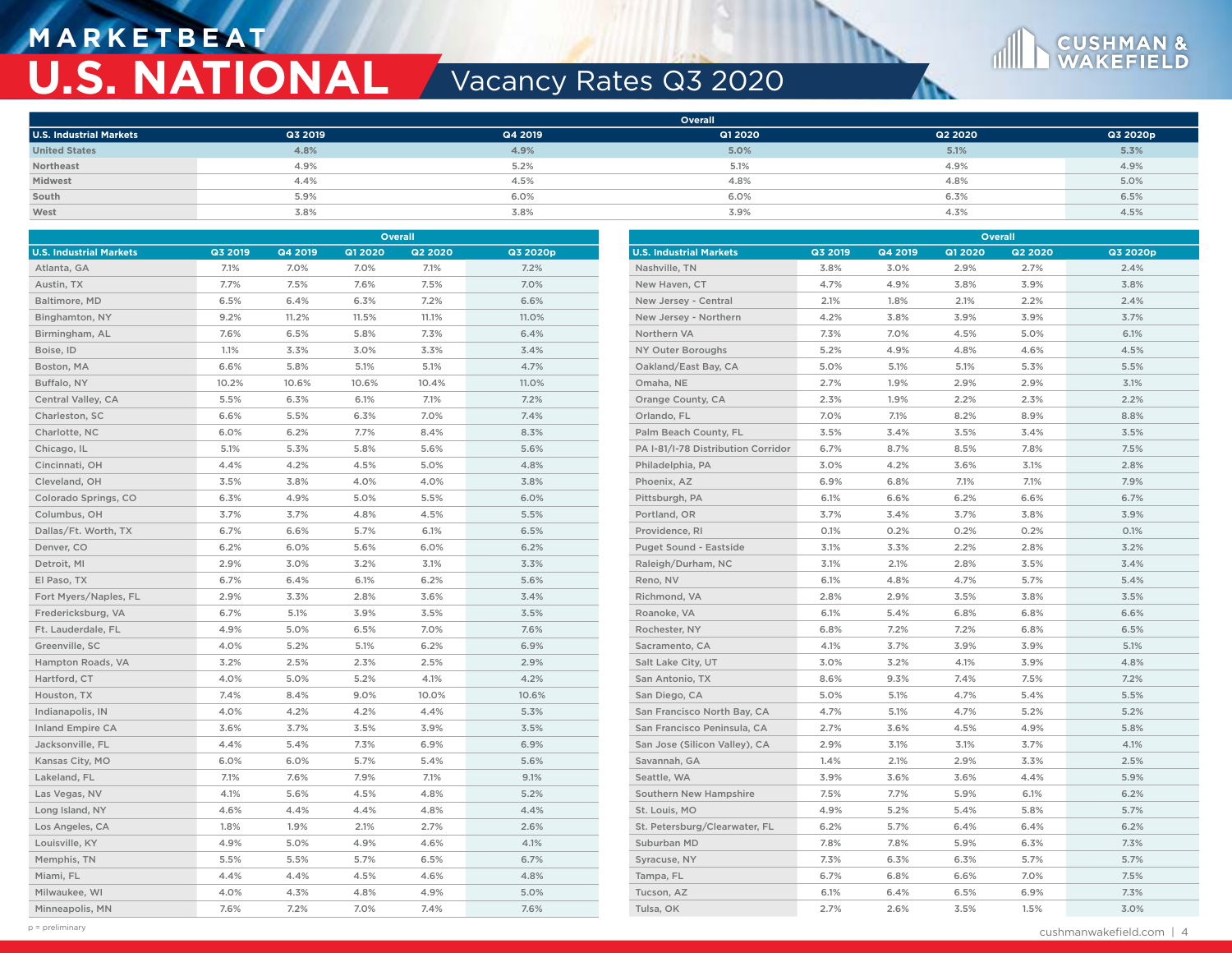# MARKETBEAT
# U.S. NATIONAL
## Vacancy Rates Q3 2020

| U.S. Industrial Markets | Overall | | | | |
|---|---|---|---|---|---|
| | Q3 2019 | Q4 2019 | Q1 2020 | Q2 2020 | Q3 2020p |
| United States | 4.8% | 4.9% | 5.0% | 5.1% | 5.3% |
| Northeast | 4.9% | 5.2% | 5.1% | 4.9% | 4.9% |
| Midwest | 4.4% | 4.5% | 4.8% | 4.8% | 5.0% |
| South | 5.9% | 6.0% | 6.0% | 6.3% | 6.5% |
| West | 3.8% | 3.8% | 3.9% | 4.3% | 4.5% |

| U.S. Industrial Markets | Overall | | | | |
|---|---|---|---|---|---|
| | Q3 2019 | Q4 2019 | Q1 2020 | Q2 2020 | Q3 2020p |
| Atlanta, GA | 7.1% | 7.0% | 7.0% | 7.1% | 7.2% |
| Austin, TX | 7.7% | 7.5% | 7.6% | 7.5% | 7.0% |
| Baltimore, MD | 6.5% | 6.4% | 6.3% | 7.2% | 6.6% |
| Binghamton, NY | 9.2% | 11.2% | 11.5% | 11.1% | 11.0% |
| Birmingham, AL | 7.6% | 6.5% | 5.8% | 7.3% | 6.4% |
| Boise, ID | 1.1% | 3.3% | 3.0% | 3.3% | 3.4% |
| Boston, MA | 6.6% | 5.8% | 5.1% | 5.1% | 4.7% |
| Buffalo, NY | 10.2% | 10.6% | 10.6% | 10.4% | 11.0% |
| Central Valley, CA | 5.5% | 6.3% | 6.1% | 7.1% | 7.2% |
| Charleston, SC | 6.6% | 5.5% | 6.3% | 7.0% | 7.4% |
| Charlotte, NC | 6.0% | 6.2% | 7.7% | 8.4% | 8.3% |
| Chicago, IL | 5.1% | 5.3% | 5.8% | 5.6% | 5.6% |
| Cincinnati, OH | 4.4% | 4.2% | 4.5% | 5.0% | 4.8% |
| Cleveland, OH | 3.5% | 3.8% | 4.0% | 4.0% | 3.8% |
| Colorado Springs, CO | 6.3% | 4.9% | 5.0% | 5.5% | 6.0% |
| Columbus, OH | 3.7% | 3.7% | 4.8% | 4.5% | 5.5% |
| Dallas/Ft. Worth, TX | 6.7% | 6.6% | 5.7% | 6.1% | 6.5% |
| Denver, CO | 6.2% | 6.0% | 5.6% | 6.0% | 6.2% |
| Detroit, MI | 2.9% | 3.0% | 3.2% | 3.1% | 3.3% |
| El Paso, TX | 6.7% | 6.4% | 6.1% | 6.2% | 5.6% |
| Fort Myers/Naples, FL | 2.9% | 3.3% | 2.8% | 3.6% | 3.4% |
| Fredericksburg, VA | 6.7% | 5.1% | 3.9% | 3.5% | 3.5% |
| Ft. Lauderdale, FL | 4.9% | 5.0% | 6.5% | 7.0% | 7.6% |
| Greenville, SC | 4.0% | 5.2% | 5.1% | 6.2% | 6.9% |
| Hampton Roads, VA | 3.2% | 2.5% | 2.3% | 2.5% | 2.9% |
| Hartford, CT | 4.0% | 5.0% | 5.2% | 4.1% | 4.2% |
| Houston, TX | 7.4% | 8.4% | 9.0% | 10.0% | 10.6% |
| Indianapolis, IN | 4.0% | 4.2% | 4.2% | 4.4% | 5.3% |
| Inland Empire CA | 3.6% | 3.7% | 3.5% | 3.9% | 3.5% |
| Jacksonville, FL | 4.4% | 5.4% | 7.3% | 6.9% | 6.9% |
| Kansas City, MO | 6.0% | 6.0% | 5.7% | 5.4% | 5.6% |
| Lakeland, FL | 7.1% | 7.6% | 7.9% | 7.1% | 9.1% |
| Las Vegas, NV | 4.1% | 5.6% | 4.5% | 4.8% | 5.2% |
| Long Island, NY | 4.6% | 4.4% | 4.4% | 4.8% | 4.4% |
| Los Angeles, CA | 1.8% | 1.9% | 2.1% | 2.7% | 2.6% |
| Louisville, KY | 4.9% | 5.0% | 4.9% | 4.6% | 4.1% |
| Memphis, TN | 5.5% | 5.5% | 5.7% | 6.5% | 6.7% |
| Miami, FL | 4.4% | 4.4% | 4.5% | 4.6% | 4.8% |
| Milwaukee, WI | 4.0% | 4.3% | 4.8% | 4.9% | 5.0% |
| Minneapolis, MN | 7.6% | 7.2% | 7.0% | 7.4% | 7.6% |
| Nashville, TN | 3.8% | 3.0% | 2.9% | 2.7% | 2.4% |
| New Haven, CT | 4.7% | 4.9% | 3.8% | 3.9% | 3.8% |
| New Jersey - Central | 2.1% | 1.8% | 2.1% | 2.2% | 2.4% |
| New Jersey - Northern | 4.2% | 3.8% | 3.9% | 3.9% | 3.7% |
| Northern VA | 7.3% | 7.0% | 4.5% | 5.0% | 6.1% |
| NY Outer Boroughs | 5.2% | 4.9% | 4.8% | 4.6% | 4.5% |
| Oakland/East Bay, CA | 5.0% | 5.1% | 5.1% | 5.3% | 5.5% |
| Omaha, NE | 2.7% | 1.9% | 2.9% | 2.9% | 3.1% |
| Orange County, CA | 2.3% | 1.9% | 2.2% | 2.3% | 2.2% |
| Orlando, FL | 7.0% | 7.1% | 8.2% | 8.9% | 8.8% |
| Palm Beach County, FL | 3.5% | 3.4% | 3.5% | 3.4% | 3.5% |
| PA I-81/I-78 Distribution Corridor | 6.7% | 8.7% | 8.5% | 7.8% | 7.5% |
| Philadelphia, PA | 3.0% | 4.2% | 3.6% | 3.1% | 2.8% |
| Phoenix, AZ | 6.9% | 6.8% | 7.1% | 7.1% | 7.9% |
| Pittsburgh, PA | 6.1% | 6.6% | 6.2% | 6.6% | 6.7% |
| Portland, OR | 3.7% | 3.4% | 3.7% | 3.8% | 3.9% |
| Providence, RI | 0.1% | 0.2% | 0.2% | 0.2% | 0.1% |
| Puget Sound - Eastside | 3.1% | 3.3% | 2.2% | 2.8% | 3.2% |
| Raleigh/Durham, NC | 3.1% | 2.1% | 2.8% | 3.5% | 3.4% |
| Reno, NV | 6.1% | 4.8% | 4.7% | 5.7% | 5.4% |
| Richmond, VA | 2.8% | 2.9% | 3.5% | 3.8% | 3.5% |
| Roanoke, VA | 6.1% | 5.4% | 6.8% | 6.8% | 6.6% |
| Rochester, NY | 6.8% | 7.2% | 7.2% | 6.8% | 6.5% |
| Sacramento, CA | 4.1% | 3.7% | 3.9% | 3.9% | 5.1% |
| Salt Lake City, UT | 3.0% | 3.2% | 4.1% | 3.9% | 4.8% |
| San Antonio, TX | 8.6% | 9.3% | 7.4% | 7.5% | 7.2% |
| San Diego, CA | 5.0% | 5.1% | 4.7% | 5.4% | 5.5% |
| San Francisco North Bay, CA | 4.7% | 5.1% | 4.7% | 5.2% | 5.2% |
| San Francisco Peninsula, CA | 2.7% | 3.6% | 4.5% | 4.9% | 5.8% |
| San Jose (Silicon Valley), CA | 2.9% | 3.1% | 3.1% | 3.7% | 4.1% |
| Savannah, GA | 1.4% | 2.1% | 2.9% | 3.3% | 2.5% |
| Seattle, WA | 3.9% | 3.6% | 3.6% | 4.4% | 5.9% |
| Southern New Hampshire | 7.5% | 7.7% | 5.9% | 6.1% | 6.2% |
| St. Louis, MO | 4.9% | 5.2% | 5.4% | 5.8% | 5.7% |
| St. Petersburg/Clearwater, FL | 6.2% | 5.7% | 6.4% | 6.4% | 6.2% |
| Suburban MD | 7.8% | 7.8% | 5.9% | 6.3% | 7.3% |
| Syracuse, NY | 7.3% | 6.3% | 6.3% | 5.7% | 5.7% |
| Tampa, FL | 6.7% | 6.8% | 6.6% | 7.0% | 7.5% |
| Tucson, AZ | 6.1% | 6.4% | 6.5% | 6.9% | 7.3% |
| Tulsa, OK | 2.7% | 2.6% | 3.5% | 1.5% | 3.0% |

p = preliminary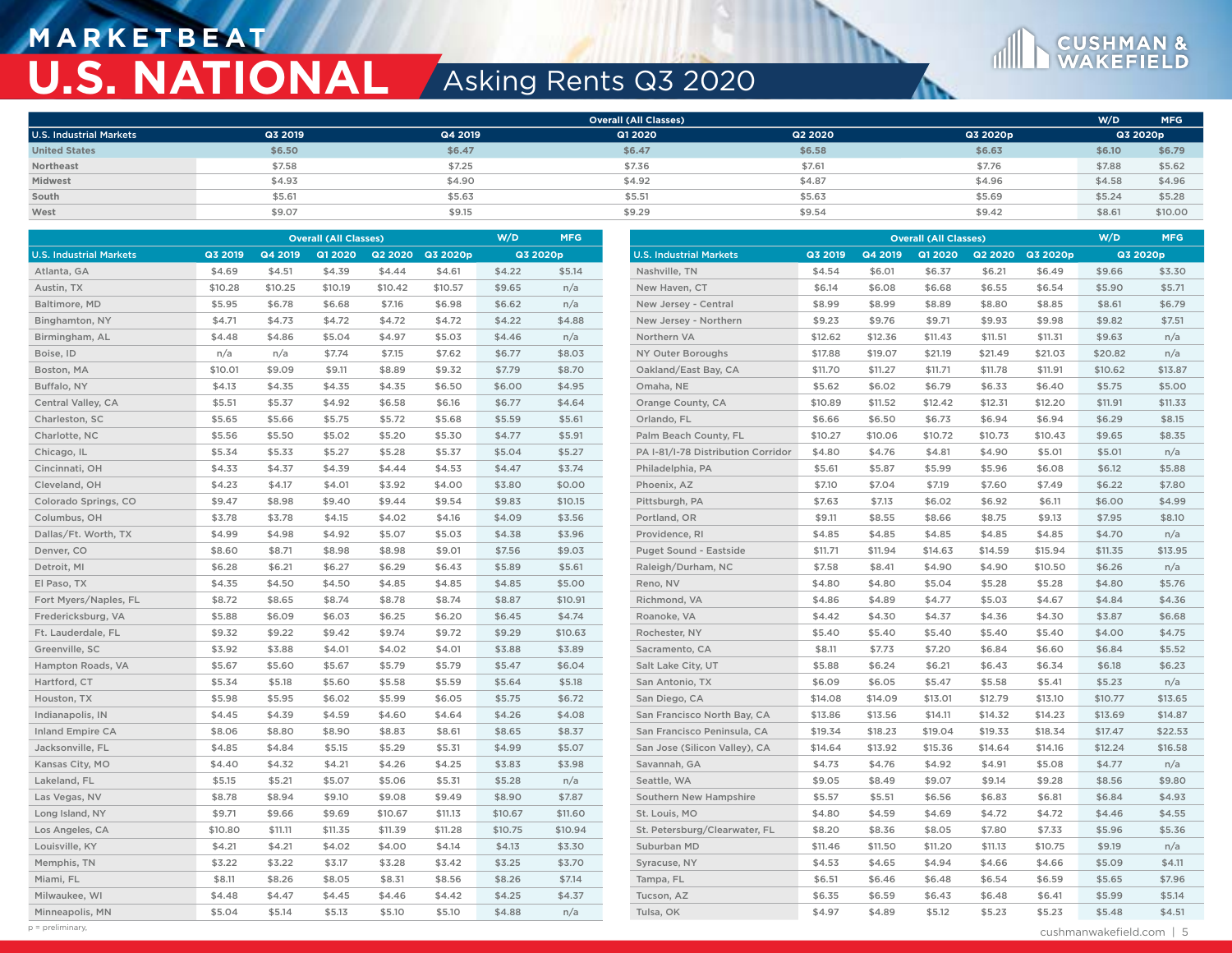# MARKETBEAT

# U.S. NATIONAL

## Asking Rents Q3 2020

| U.S. Industrial Markets | Overall (All Classes) Q3 2019 | Q4 2019 | Q1 2020 | Q2 2020 | Q3 2020p | W/D Q3 2020p | MFG Q3 2020p |
|---|---|---|---|---|---|---|---|
| United States | $6.50 | $6.47 | $6.47 | $6.58 | $6.63 | $6.10 | $6.79 |
| Northeast | $7.58 | $7.25 | $7.36 | $7.61 | $7.76 | $7.88 | $5.62 |
| Midwest | $4.93 | $4.90 | $4.92 | $4.87 | $4.96 | $4.58 | $4.96 |
| South | $5.61 | $5.63 | $5.51 | $5.63 | $5.69 | $5.24 | $5.28 |
| West | $9.07 | $9.15 | $9.29 | $9.54 | $9.42 | $8.61 | $10.00 |

| U.S. Industrial Markets | Overall (All Classes) Q3 2019 | Q4 2019 | Q1 2020 | Q2 2020 | Q3 2020p | W/D Q3 2020p | MFG Q3 2020p |
|---|---|---|---|---|---|---|---|
| Atlanta, GA | $4.69 | $4.51 | $4.39 | $4.44 | $4.61 | $4.22 | $5.14 |
| Austin, TX | $10.28 | $10.25 | $10.19 | $10.42 | $10.57 | $9.65 | n/a |
| Baltimore, MD | $5.95 | $6.78 | $6.68 | $7.16 | $6.98 | $6.62 | n/a |
| Binghamton, NY | $4.71 | $4.73 | $4.72 | $4.72 | $4.72 | $4.22 | $4.88 |
| Birmingham, AL | $4.48 | $4.86 | $5.04 | $4.97 | $5.03 | $4.46 | n/a |
| Boise, ID | n/a | n/a | $7.74 | $7.15 | $7.62 | $6.77 | $8.03 |
| Boston, MA | $10.01 | $9.09 | $9.11 | $8.89 | $9.32 | $7.79 | $8.70 |
| Buffalo, NY | $4.13 | $4.35 | $4.35 | $4.35 | $6.50 | $6.00 | $4.95 |
| Central Valley, CA | $5.51 | $5.37 | $4.92 | $6.58 | $6.16 | $6.77 | $4.64 |
| Charleston, SC | $5.65 | $5.66 | $5.75 | $5.72 | $5.68 | $5.59 | $5.61 |
| Charlotte, NC | $5.56 | $5.50 | $5.02 | $5.20 | $5.30 | $4.77 | $5.91 |
| Chicago, IL | $5.34 | $5.33 | $5.27 | $5.28 | $5.37 | $5.04 | $5.27 |
| Cincinnati, OH | $4.33 | $4.37 | $4.39 | $4.44 | $4.53 | $4.47 | $3.74 |
| Cleveland, OH | $4.23 | $4.17 | $4.01 | $3.92 | $4.00 | $3.80 | $0.00 |
| Colorado Springs, CO | $9.47 | $8.98 | $9.40 | $9.44 | $9.54 | $9.83 | $10.15 |
| Columbus, OH | $3.78 | $3.78 | $4.15 | $4.02 | $4.16 | $4.09 | $3.56 |
| Dallas/Ft. Worth, TX | $4.99 | $4.98 | $4.92 | $5.07 | $5.03 | $4.38 | $3.96 |
| Denver, CO | $8.60 | $8.71 | $8.98 | $8.98 | $9.01 | $7.56 | $9.03 |
| Detroit, MI | $6.28 | $6.21 | $6.27 | $6.29 | $6.43 | $5.89 | $5.61 |
| El Paso, TX | $4.35 | $4.50 | $4.50 | $4.85 | $4.85 | $4.85 | $5.00 |
| Fort Myers/Naples, FL | $8.72 | $8.65 | $8.74 | $8.78 | $8.74 | $8.87 | $10.91 |
| Fredericksburg, VA | $5.88 | $6.09 | $6.03 | $6.25 | $6.20 | $6.45 | $4.74 |
| Ft. Lauderdale, FL | $9.32 | $9.22 | $9.42 | $9.74 | $9.72 | $9.29 | $10.63 |
| Greenville, SC | $3.92 | $3.88 | $4.01 | $4.02 | $4.01 | $3.88 | $3.89 |
| Hampton Roads, VA | $5.67 | $5.60 | $5.67 | $5.79 | $5.79 | $5.47 | $6.04 |
| Hartford, CT | $5.34 | $5.18 | $5.60 | $5.58 | $5.59 | $5.64 | $5.18 |
| Houston, TX | $5.98 | $5.95 | $6.02 | $5.99 | $6.05 | $5.75 | $6.72 |
| Indianapolis, IN | $4.45 | $4.39 | $4.59 | $4.60 | $4.64 | $4.26 | $4.08 |
| Inland Empire CA | $8.06 | $8.80 | $8.90 | $8.83 | $8.61 | $8.65 | $8.37 |
| Jacksonville, FL | $4.85 | $4.84 | $5.15 | $5.29 | $5.31 | $4.99 | $5.07 |
| Kansas City, MO | $4.40 | $4.32 | $4.21 | $4.26 | $4.25 | $3.83 | $3.98 |
| Lakeland, FL | $5.15 | $5.21 | $5.07 | $5.06 | $5.31 | $5.28 | n/a |
| Las Vegas, NV | $8.78 | $8.94 | $9.10 | $9.08 | $9.49 | $8.90 | $7.87 |
| Long Island, NY | $9.71 | $9.66 | $9.69 | $10.67 | $11.13 | $10.67 | $11.60 |
| Los Angeles, CA | $10.80 | $11.11 | $11.35 | $11.39 | $11.28 | $10.75 | $10.94 |
| Louisville, KY | $4.21 | $4.21 | $4.02 | $4.00 | $4.14 | $4.13 | $3.30 |
| Memphis, TN | $3.22 | $3.22 | $3.17 | $3.28 | $3.42 | $3.25 | $3.70 |
| Miami, FL | $8.11 | $8.26 | $8.05 | $8.31 | $8.56 | $8.26 | $7.14 |
| Milwaukee, WI | $4.48 | $4.47 | $4.45 | $4.46 | $4.42 | $4.25 | $4.37 |
| Minneapolis, MN | $5.04 | $5.14 | $5.13 | $5.10 | $5.10 | $4.88 | n/a |
| Nashville, TN | $4.54 | $6.01 | $6.37 | $6.21 | $6.49 | $9.66 | $3.30 |
| New Haven, CT | $6.14 | $6.08 | $6.68 | $6.55 | $6.54 | $5.90 | $5.71 |
| New Jersey - Central | $8.99 | $8.99 | $8.89 | $8.80 | $8.85 | $8.61 | $6.79 |
| New Jersey - Northern | $9.23 | $9.76 | $9.71 | $9.93 | $9.98 | $9.82 | $7.51 |
| Northern VA | $12.62 | $12.36 | $11.43 | $11.51 | $11.31 | $9.63 | n/a |
| NY Outer Boroughs | $17.88 | $19.07 | $21.19 | $21.49 | $21.03 | $20.82 | n/a |
| Oakland/East Bay, CA | $11.70 | $11.27 | $11.71 | $11.78 | $11.91 | $10.62 | $13.87 |
| Omaha, NE | $5.62 | $6.02 | $6.79 | $6.33 | $6.40 | $5.75 | $5.00 |
| Orange County, CA | $10.89 | $11.52 | $12.42 | $12.31 | $12.20 | $11.91 | $11.33 |
| Orlando, FL | $6.66 | $6.50 | $6.73 | $6.94 | $6.94 | $6.29 | $8.15 |
| Palm Beach County, FL | $10.27 | $10.06 | $10.72 | $10.73 | $10.43 | $9.65 | $8.35 |
| PA I-81/I-78 Distribution Corridor | $4.80 | $4.76 | $4.81 | $4.90 | $5.01 | $5.01 | n/a |
| Philadelphia, PA | $5.61 | $5.87 | $5.99 | $5.96 | $6.08 | $6.12 | $5.88 |
| Phoenix, AZ | $7.10 | $7.04 | $7.19 | $7.60 | $7.49 | $6.22 | $7.80 |
| Pittsburgh, PA | $7.63 | $7.13 | $6.02 | $6.92 | $6.11 | $6.00 | $4.99 |
| Portland, OR | $9.11 | $8.55 | $8.66 | $8.75 | $9.13 | $7.95 | $8.10 |
| Providence, RI | $4.85 | $4.85 | $4.85 | $4.85 | $4.85 | $4.70 | n/a |
| Puget Sound - Eastside | $11.71 | $11.94 | $14.63 | $14.59 | $15.94 | $11.35 | $13.95 |
| Raleigh/Durham, NC | $7.58 | $8.41 | $4.90 | $4.90 | $10.50 | $6.26 | n/a |
| Reno, NV | $4.80 | $4.80 | $5.04 | $5.28 | $5.28 | $4.80 | $5.76 |
| Richmond, VA | $4.86 | $4.89 | $4.77 | $5.03 | $4.67 | $4.84 | $4.36 |
| Roanoke, VA | $4.42 | $4.30 | $4.37 | $4.36 | $4.30 | $3.87 | $6.68 |
| Rochester, NY | $5.40 | $5.40 | $5.40 | $5.40 | $5.40 | $4.00 | $4.75 |
| Sacramento, CA | $8.11 | $7.73 | $7.20 | $6.84 | $6.60 | $6.84 | $5.52 |
| Salt Lake City, UT | $5.88 | $6.24 | $6.21 | $6.43 | $6.34 | $6.18 | $6.23 |
| San Antonio, TX | $6.09 | $6.05 | $5.47 | $5.58 | $5.41 | $5.23 | n/a |
| San Diego, CA | $14.08 | $14.09 | $13.01 | $12.79 | $13.10 | $10.77 | $13.65 |
| San Francisco North Bay, CA | $13.86 | $13.56 | $14.11 | $14.32 | $14.23 | $13.69 | $14.87 |
| San Francisco Peninsula, CA | $19.34 | $18.23 | $19.04 | $19.33 | $18.34 | $17.47 | $22.53 |
| San Jose (Silicon Valley), CA | $14.64 | $13.92 | $15.36 | $14.64 | $14.16 | $12.24 | $16.58 |
| Savannah, GA | $4.73 | $4.76 | $4.92 | $4.91 | $5.08 | $4.77 | n/a |
| Seattle, WA | $9.05 | $8.49 | $9.07 | $9.14 | $9.28 | $8.56 | $9.80 |
| Southern New Hampshire | $5.57 | $5.51 | $6.56 | $6.83 | $6.81 | $6.84 | $4.93 |
| St. Louis, MO | $4.80 | $4.59 | $4.69 | $4.72 | $4.72 | $4.46 | $4.55 |
| St. Petersburg/Clearwater, FL | $8.20 | $8.36 | $8.05 | $7.80 | $7.33 | $5.96 | $5.36 |
| Suburban MD | $11.46 | $11.50 | $11.20 | $11.13 | $10.75 | $9.19 | n/a |
| Syracuse, NY | $4.53 | $4.65 | $4.94 | $4.66 | $4.66 | $5.09 | $4.11 |
| Tampa, FL | $6.51 | $6.46 | $6.48 | $6.54 | $6.59 | $5.65 | $7.96 |
| Tucson, AZ | $6.35 | $6.59 | $6.43 | $6.48 | $6.41 | $5.99 | $5.14 |
| Tulsa, OK | $4.97 | $4.89 | $5.12 | $5.23 | $5.23 | $5.48 | $4.51 |

p = preliminary.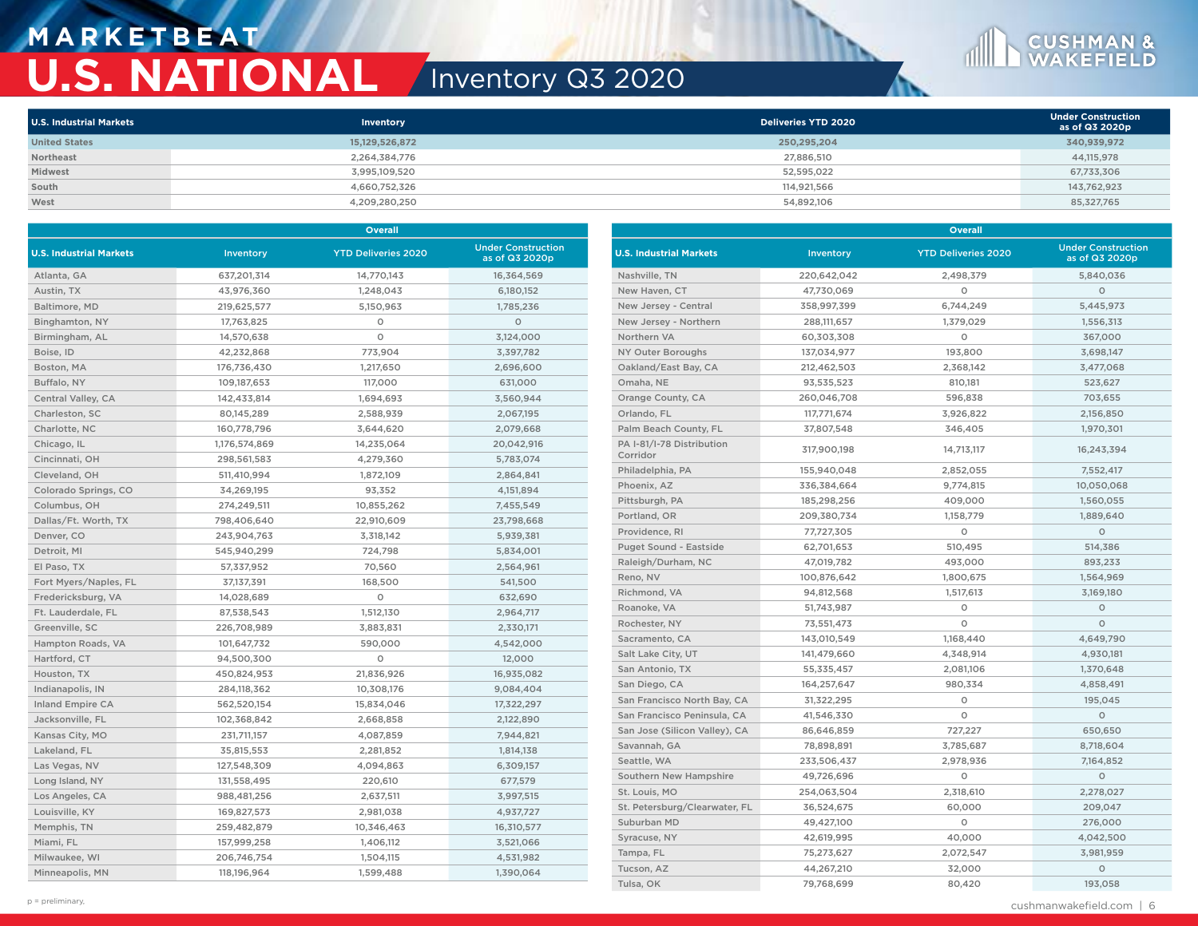# MARKETBEAT

# U.S. NATIONAL

## Inventory Q3 2020

| U.S. Industrial Markets | Inventory | Deliveries YTD 2020 | Under Construction as of Q3 2020p |
|---|---|---|---|
| United States | 15,129,526,872 | 250,295,204 | 340,939,972 |
| Northeast | 2,264,384,776 | 27,886,510 | 44,115,978 |
| Midwest | 3,995,109,520 | 52,595,022 | 67,733,306 |
| South | 4,660,752,326 | 114,921,566 | 143,762,923 |
| West | 4,209,280,250 | 54,892,106 | 85,327,765 |

| | Overall | | |
|---|---|---|---|
| **U.S. Industrial Markets** | **Inventory** | **YTD Deliveries 2020** | **Under Construction as of Q3 2020p** |
| Atlanta, GA | 637,201,314 | 14,770,143 | 16,364,569 |
| Austin, TX | 43,976,360 | 1,248,043 | 6,180,152 |
| Baltimore, MD | 219,625,577 | 5,150,963 | 1,785,236 |
| Binghamton, NY | 17,763,825 | 0 | 0 |
| Birmingham, AL | 14,570,638 | 0 | 3,124,000 |
| Boise, ID | 42,232,868 | 773,904 | 3,397,782 |
| Boston, MA | 176,736,430 | 1,217,650 | 2,696,600 |
| Buffalo, NY | 109,187,653 | 117,000 | 631,000 |
| Central Valley, CA | 142,433,814 | 1,694,693 | 3,560,944 |
| Charleston, SC | 80,145,289 | 2,588,939 | 2,067,195 |
| Charlotte, NC | 160,778,796 | 3,644,620 | 2,079,668 |
| Chicago, IL | 1,176,574,869 | 14,235,064 | 20,042,916 |
| Cincinnati, OH | 298,561,583 | 4,279,360 | 5,783,074 |
| Cleveland, OH | 511,410,994 | 1,872,109 | 2,864,841 |
| Colorado Springs, CO | 34,269,195 | 93,352 | 4,151,894 |
| Columbus, OH | 274,249,511 | 10,855,262 | 7,455,549 |
| Dallas/Ft. Worth, TX | 798,406,640 | 22,910,609 | 23,798,668 |
| Denver, CO | 243,904,763 | 3,318,142 | 5,939,381 |
| Detroit, MI | 545,940,299 | 724,798 | 5,834,001 |
| El Paso, TX | 57,337,952 | 70,560 | 2,564,961 |
| Fort Myers/Naples, FL | 37,137,391 | 168,500 | 541,500 |
| Fredericksburg, VA | 14,028,689 | 0 | 632,690 |
| Ft. Lauderdale, FL | 87,538,543 | 1,512,130 | 2,964,717 |
| Greenville, SC | 226,708,989 | 3,883,831 | 2,330,171 |
| Hampton Roads, VA | 101,647,732 | 590,000 | 4,542,000 |
| Hartford, CT | 94,500,300 | 0 | 12,000 |
| Houston, TX | 450,824,953 | 21,836,926 | 16,935,082 |
| Indianapolis, IN | 284,118,362 | 10,308,176 | 9,084,404 |
| Inland Empire CA | 562,520,154 | 15,834,046 | 17,322,297 |
| Jacksonville, FL | 102,368,842 | 2,668,858 | 2,122,890 |
| Kansas City, MO | 231,711,157 | 4,087,859 | 7,944,821 |
| Lakeland, FL | 35,815,553 | 2,281,852 | 1,814,138 |
| Las Vegas, NV | 127,548,309 | 4,094,863 | 6,309,157 |
| Long Island, NY | 131,558,495 | 220,610 | 677,579 |
| Los Angeles, CA | 988,481,256 | 2,637,511 | 3,997,515 |
| Louisville, KY | 169,827,573 | 2,981,038 | 4,937,727 |
| Memphis, TN | 259,482,879 | 10,346,463 | 16,310,577 |
| Miami, FL | 157,999,258 | 1,406,112 | 3,521,066 |
| Milwaukee, WI | 206,746,754 | 1,504,115 | 4,531,982 |
| Minneapolis, MN | 118,196,964 | 1,599,488 | 1,390,064 |
| Nashville, TN | 220,642,042 | 2,498,379 | 5,840,036 |
| New Haven, CT | 47,730,069 | 0 | 0 |
| New Jersey - Central | 358,997,399 | 6,744,249 | 5,445,973 |
| New Jersey - Northern | 288,111,657 | 1,379,029 | 1,556,313 |
| Northern VA | 60,303,308 | 0 | 367,000 |
| NY Outer Boroughs | 137,034,977 | 193,800 | 3,698,147 |
| Oakland/East Bay, CA | 212,462,503 | 2,368,142 | 3,477,068 |
| Omaha, NE | 93,535,523 | 810,181 | 523,627 |
| Orange County, CA | 260,046,708 | 596,838 | 703,655 |
| Orlando, FL | 117,771,674 | 3,926,822 | 2,156,850 |
| Palm Beach County, FL | 37,807,548 | 346,405 | 1,970,301 |
| PA I-81/I-78 Distribution Corridor | 317,900,198 | 14,713,117 | 16,243,394 |
| Philadelphia, PA | 155,940,048 | 2,852,055 | 7,552,417 |
| Phoenix, AZ | 336,384,664 | 9,774,815 | 10,050,068 |
| Pittsburgh, PA | 185,298,256 | 409,000 | 1,560,055 |
| Portland, OR | 209,380,734 | 1,158,779 | 1,889,640 |
| Providence, RI | 77,727,305 | 0 | 0 |
| Puget Sound - Eastside | 62,701,653 | 510,495 | 514,386 |
| Raleigh/Durham, NC | 47,019,782 | 493,000 | 893,233 |
| Reno, NV | 100,876,642 | 1,800,675 | 1,564,969 |
| Richmond, VA | 94,812,568 | 1,517,613 | 3,169,180 |
| Roanoke, VA | 51,743,987 | 0 | 0 |
| Rochester, NY | 73,551,473 | 0 | 0 |
| Sacramento, CA | 143,010,549 | 1,168,440 | 4,649,790 |
| Salt Lake City, UT | 141,479,660 | 4,348,914 | 4,930,181 |
| San Antonio, TX | 55,335,457 | 2,081,106 | 1,370,648 |
| San Diego, CA | 164,257,647 | 980,334 | 4,858,491 |
| San Francisco North Bay, CA | 31,322,295 | 0 | 195,045 |
| San Francisco Peninsula, CA | 41,546,330 | 0 | 0 |
| San Jose (Silicon Valley), CA | 86,646,859 | 727,227 | 650,650 |
| Savannah, GA | 78,898,891 | 3,785,687 | 8,718,604 |
| Seattle, WA | 233,506,437 | 2,978,936 | 7,164,852 |
| Southern New Hampshire | 49,726,696 | 0 | 0 |
| St. Louis, MO | 254,063,504 | 2,318,610 | 2,278,027 |
| St. Petersburg/Clearwater, FL | 36,524,675 | 60,000 | 209,047 |
| Suburban MD | 49,427,100 | 0 | 276,000 |
| Syracuse, NY | 42,619,995 | 40,000 | 4,042,500 |
| Tampa, FL | 75,273,627 | 2,072,547 | 3,981,959 |
| Tucson, AZ | 44,267,210 | 32,000 | 0 |
| Tulsa, OK | 79,768,699 | 80,420 | 193,058 |

p = preliminary.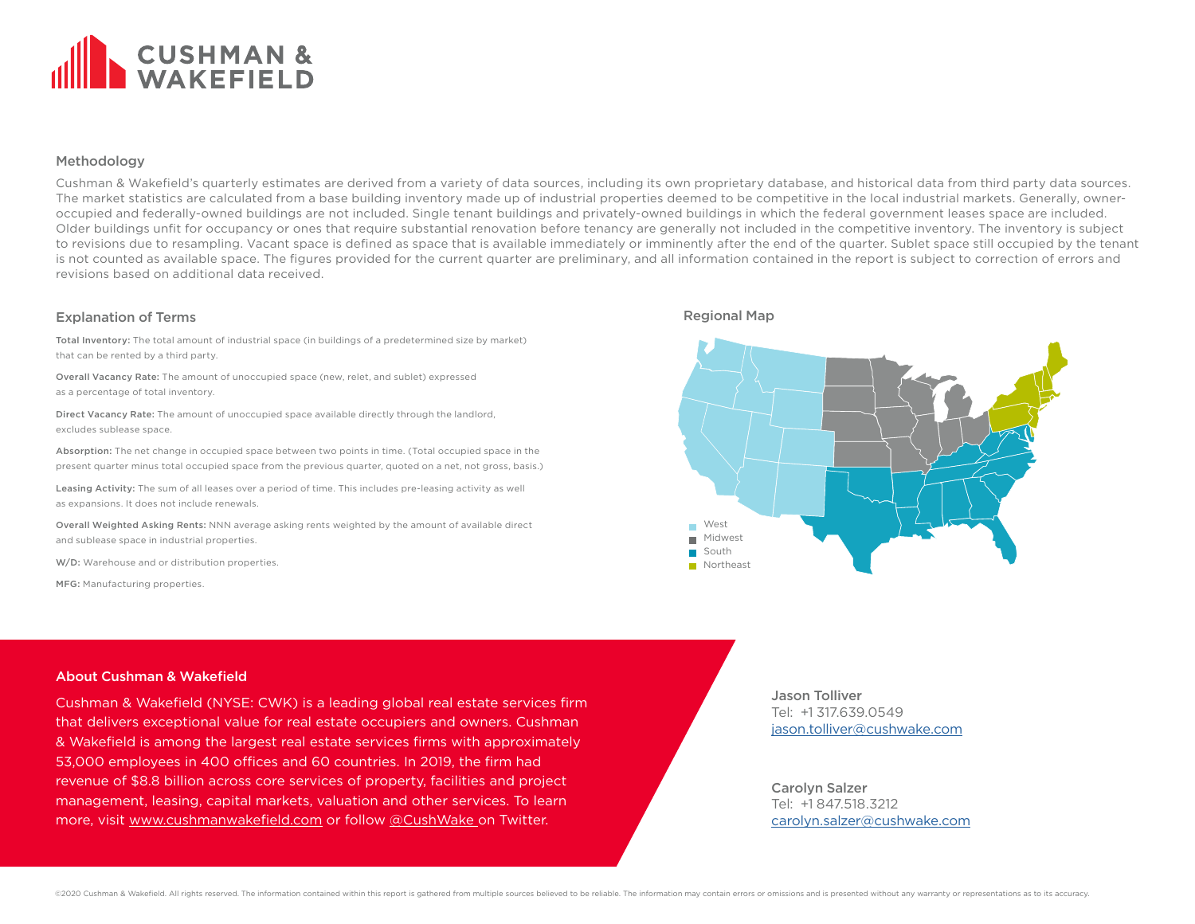# CUSHMAN & WAKEFIELD

## Methodology

Cushman & Wakefield's quarterly estimates are derived from a variety of data sources, including its own proprietary database, and historical data from third party data sources. The market statistics are calculated from a base building inventory made up of industrial properties deemed to be competitive in the local industrial markets. Generally, owner-occupied and federally-owned buildings are not included. Single tenant buildings and privately-owned buildings in which the federal government leases space are included. Older buildings unfit for occupancy or ones that require substantial renovation before tenancy are generally not included in the competitive inventory. The inventory is subject to revisions due to resampling. Vacant space is defined as space that is available immediately or imminently after the end of the quarter. Sublet space still occupied by the tenant is not counted as available space. The figures provided for the current quarter are preliminary, and all information contained in the report is subject to correction of errors and revisions based on additional data received.

## Explanation of Terms

**Total Inventory:** The total amount of industrial space (in buildings of a predetermined size by market) that can be rented by a third party.

**Overall Vacancy Rate:** The amount of unoccupied space (new, relet, and sublet) expressed as a percentage of total inventory.

**Direct Vacancy Rate:** The amount of unoccupied space available directly through the landlord, excludes sublease space.

**Absorption:** The net change in occupied space between two points in time. (Total occupied space in the present quarter minus total occupied space from the previous quarter, quoted on a net, not gross, basis.)

**Leasing Activity:** The sum of all leases over a period of time. This includes pre-leasing activity as well as expansions. It does not include renewals.

**Overall Weighted Asking Rents:** NNN average asking rents weighted by the amount of available direct and sublease space in industrial properties.

**W/D:** Warehouse and or distribution properties.

**MFG:** Manufacturing properties.

## Regional Map

West
Midwest
South
Northeast

## About Cushman & Wakefield

Cushman & Wakefield (NYSE: CWK) is a leading global real estate services firm that delivers exceptional value for real estate occupiers and owners. Cushman & Wakefield is among the largest real estate services firms with approximately 53,000 employees in 400 offices and 60 countries. In 2019, the firm had revenue of $8.8 billion across core services of property, facilities and project management, leasing, capital markets, valuation and other services. To learn more, visit www.cushmanwakefield.com or follow @CushWake on Twitter.

**Jason Tolliver**
Tel: +1 317.639.0549
jason.tolliver@cushwake.com

**Carolyn Salzer**
Tel: +1 847.518.3212
carolyn.salzer@cushwake.com

©2020 Cushman & Wakefield. All rights reserved. The information contained within this report is gathered from multiple sources believed to be reliable. The information may contain errors or omissions and is presented without any warranty or representations as to its accuracy.